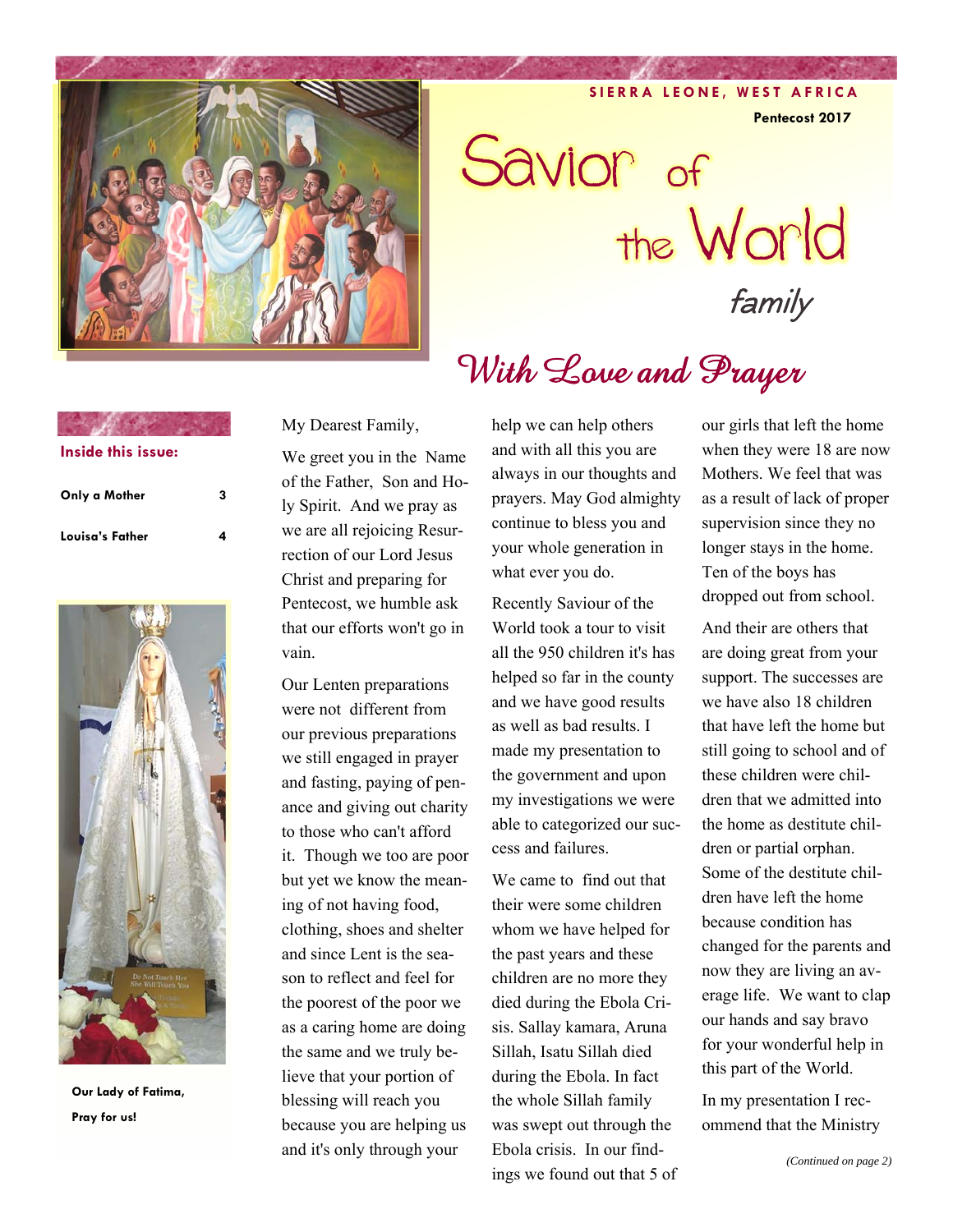SIERRA LEONE, WEST AFRICA

**Pentecost 2017**

# Savior of the World

*family*

## With Love and Prayer

**Inside this issue:**

| | |
|---|---|
| Only a Mother | 3 |
| Louisa's Father | 4 |

**Our Lady of Fatima, Pray for us!**

My Dearest Family,

We greet you in the Name of the Father, Son and Holy Spirit. And we pray as we are all rejoicing Resurrection of our Lord Jesus Christ and preparing for Pentecost, we humble ask that our efforts won't go in vain.

Our Lenten preparations were not different from our previous preparations we still engaged in prayer and fasting, paying of penance and giving out charity to those who can't afford it. Though we too are poor but yet we know the meaning of not having food, clothing, shoes and shelter and since Lent is the season to reflect and feel for the poorest of the poor we as a caring home are doing the same and we truly believe that your portion of blessing will reach you because you are helping us and it's only through your help we can help others and with all this you are always in our thoughts and prayers. May God almighty continue to bless you and your whole generation in what ever you do.

Recently Saviour of the World took a tour to visit all the 950 children it's has helped so far in the county and we have good results as well as bad results. I made my presentation to the government and upon my investigations we were able to categorized our success and failures.

We came to find out that their were some children whom we have helped for the past years and these children are no more they died during the Ebola Crisis. Sallay kamara, Aruna Sillah, Isatu Sillah died during the Ebola. In fact the whole Sillah family was swept out through the Ebola crisis. In our findings we found out that 5 of our girls that left the home when they were 18 are now Mothers. We feel that was as a result of lack of proper supervision since they no longer stays in the home. Ten of the boys has dropped out from school.

And their are others that are doing great from your support. The successes are we have also 18 children that have left the home but still going to school and of these children were children that we admitted into the home as destitute children or partial orphan. Some of the destitute children have left the home because condition has changed for the parents and now they are living an average life. We want to clap our hands and say bravo for your wonderful help in this part of the World.

In my presentation I recommend that the Ministry

*(Continued on page 2)*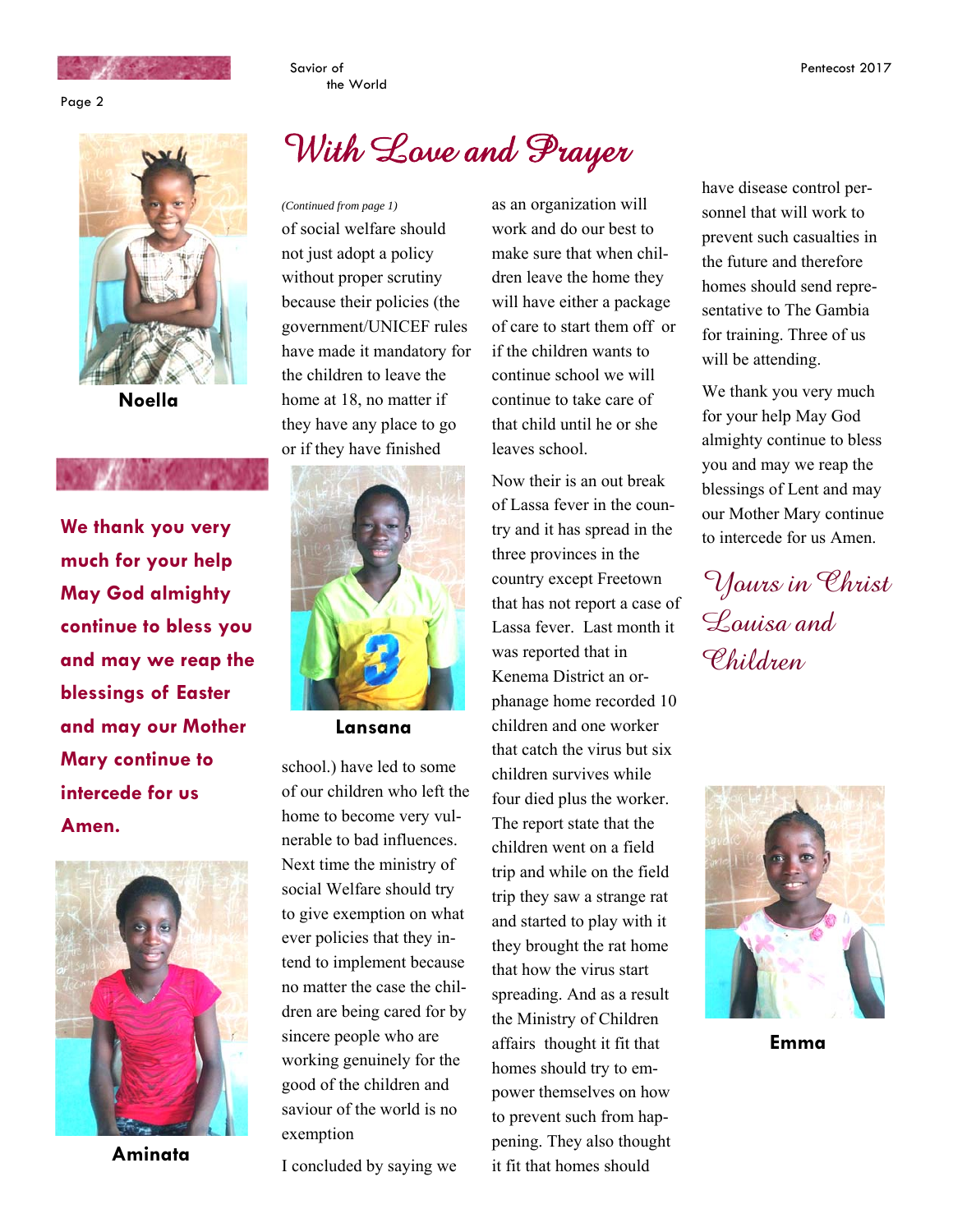# With Love and Prayer

*(Continued from page 1)*

of social welfare should not just adopt a policy without proper scrutiny because their policies (the government/UNICEF rules have made it mandatory for the children to leave the home at 18, no matter if they have any place to go or if they have finished school.) have led to some of our children who left the home to become very vulnerable to bad influences. Next time the ministry of social Welfare should try to give exemption on what ever policies that they intend to implement because no matter the case the children are being cared for by sincere people who are working genuinely for the good of the children and saviour of the world is no exemption

I concluded by saying we as an organization will work and do our best to make sure that when children leave the home they will have either a package of care to start them off or if the children wants to continue school we will continue to take care of that child until he or she leaves school.

Now their is an out break of Lassa fever in the country and it has spread in the three provinces in the country except Freetown that has not report a case of Lassa fever. Last month it was reported that in Kenema District an orphanage home recorded 10 children and one worker that catch the virus but six children survives while four died plus the worker. The report state that the children went on a field trip and while on the field trip they saw a strange rat and started to play with it they brought the rat home that how the virus start spreading. And as a result the Ministry of Children affairs thought it fit that homes should try to empower themselves on how to prevent such from happening. They also thought it fit that homes should have disease control personnel that will work to prevent such casualties in the future and therefore homes should send representative to The Gambia for training. Three of us will be attending.

We thank you very much for your help May God almighty continue to bless you and may we reap the blessings of Lent and may our Mother Mary continue to intercede for us Amen.

*Yours in Christ*
*Louisa and Children*

Noella

**We thank you very much for your help May God almighty continue to bless you and may we reap the blessings of Easter and may our Mother Mary continue to intercede for us Amen.**

Lansana

Aminata

Emma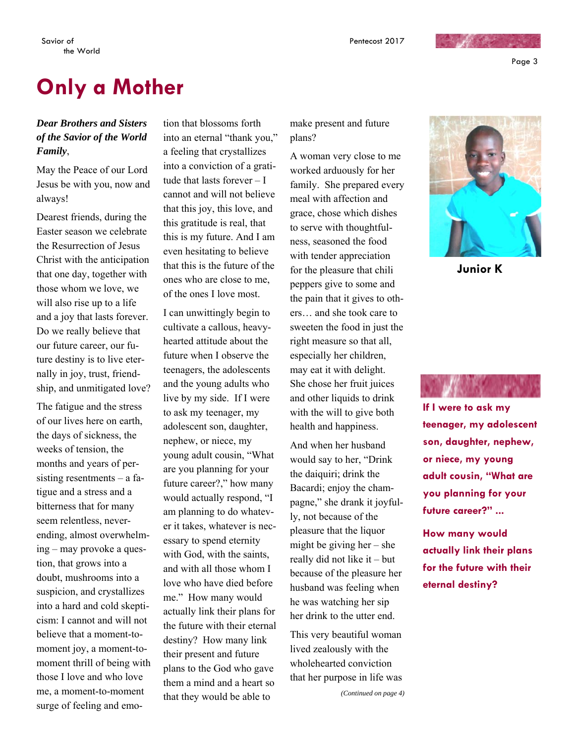# Only a Mother

***Dear Brothers and Sisters of the Savior of the World Family***,

May the Peace of our Lord Jesus be with you, now and always!

Dearest friends, during the Easter season we celebrate the Resurrection of Jesus Christ with the anticipation that one day, together with those whom we love, we will also rise up to a life and a joy that lasts forever. Do we really believe that our future career, our future destiny is to live eternally in joy, trust, friendship, and unmitigated love?

The fatigue and the stress of our lives here on earth, the days of sickness, the weeks of tension, the months and years of persisting resentments – a fatigue and a stress and a bitterness that for many seem relentless, never-ending, almost overwhelming – may provoke a question, that grows into a doubt, mushrooms into a suspicion, and crystallizes into a hard and cold skepticism: I cannot and will not believe that a moment-to-moment joy, a moment-to-moment thrill of being with those I love and who love me, a moment-to-moment surge of feeling and emotion that blossoms forth into an eternal "thank you," a feeling that crystallizes into a conviction of a gratitude that lasts forever – I cannot and will not believe that this joy, this love, and this gratitude is real, that this is my future. And I am even hesitating to believe that this is the future of the ones who are close to me, of the ones I love most.

I can unwittingly begin to cultivate a callous, heavy-hearted attitude about the future when I observe the teenagers, the adolescents and the young adults who live by my side. If I were to ask my teenager, my adolescent son, daughter, nephew, or niece, my young adult cousin, "What are you planning for your future career?," how many would actually respond, "I am planning to do whatever it takes, whatever is necessary to spend eternity with God, with the saints, and with all those whom I love who have died before me." How many would actually link their plans for the future with their eternal destiny? How many link their present and future plans to the God who gave them a mind and a heart so that they would be able to make present and future plans?

A woman very close to me worked arduously for her family. She prepared every meal with affection and grace, chose which dishes to serve with thoughtfulness, seasoned the food with tender appreciation for the pleasure that chili peppers give to some and the pain that it gives to others… and she took care to sweeten the food in just the right measure so that all, especially her children, may eat it with delight. She chose her fruit juices and other liquids to drink with the will to give both health and happiness.

And when her husband would say to her, "Drink the daiquiri; drink the Bacardi; enjoy the champagne," she drank it joyfully, not because of the pleasure that the liquor might be giving her – she really did not like it – but because of the pleasure her husband was feeling when he was watching her sip her drink to the utter end.

This very beautiful woman lived zealously with the wholehearted conviction that her purpose in life was

*(Continued on page 4)*

**Junior K**

**If I were to ask my teenager, my adolescent son, daughter, nephew, or niece, my young adult cousin, "What are you planning for your future career?" …**

**How many would actually link their plans for the future with their eternal destiny?**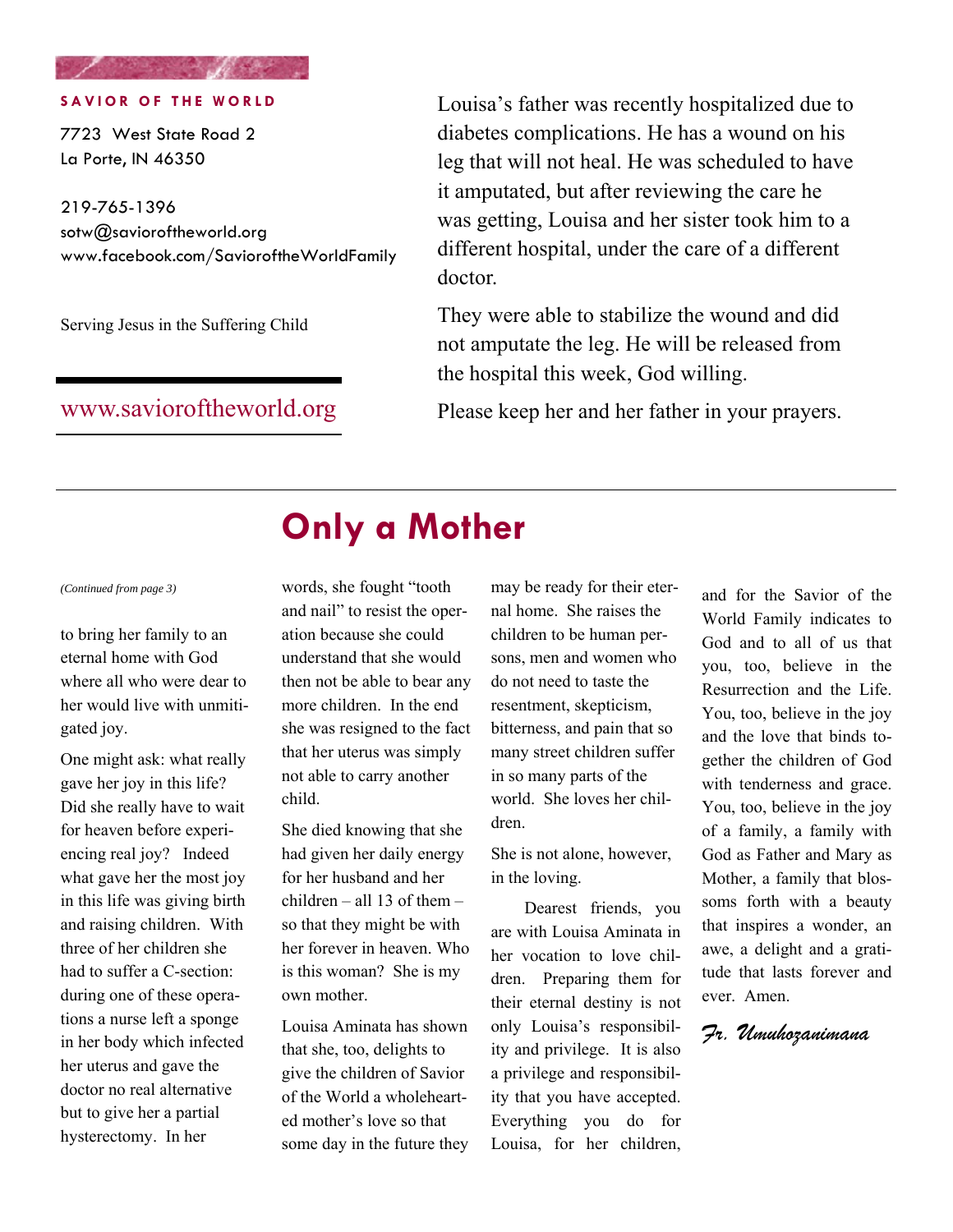**SAVIOR OF THE WORLD**

7723 West State Road 2
La Porte, IN 46350

219-765-1396
sotw@savioroftheworld.org
www.facebook.com/SavioroftheWorldFamily

Serving Jesus in the Suffering Child

www.savioroftheworld.org

Louisa's father was recently hospitalized due to diabetes complications. He has a wound on his leg that will not heal. He was scheduled to have it amputated, but after reviewing the care he was getting, Louisa and her sister took him to a different hospital, under the care of a different doctor.

They were able to stabilize the wound and did not amputate the leg. He will be released from the hospital this week, God willing.

Please keep her and her father in your prayers.

# Only a Mother

*(Continued from page 3)*

to bring her family to an eternal home with God where all who were dear to her would live with unmitigated joy.

One might ask: what really gave her joy in this life? Did she really have to wait for heaven before experiencing real joy? Indeed what gave her the most joy in this life was giving birth and raising children. With three of her children she had to suffer a C-section: during one of these operations a nurse left a sponge in her body which infected her uterus and gave the doctor no real alternative but to give her a partial hysterectomy. In her words, she fought "tooth and nail" to resist the operation because she could understand that she would then not be able to bear any more children. In the end she was resigned to the fact that her uterus was simply not able to carry another child.

She died knowing that she had given her daily energy for her husband and her children – all 13 of them – so that they might be with her forever in heaven. Who is this woman? She is my own mother.

Louisa Aminata has shown that she, too, delights to give the children of Savior of the World a wholehearted mother's love so that some day in the future they may be ready for their eternal home. She raises the children to be human persons, men and women who do not need to taste the resentment, skepticism, bitterness, and pain that so many street children suffer in so many parts of the world. She loves her children.

She is not alone, however, in the loving.

Dearest friends, you are with Louisa Aminata in her vocation to love children. Preparing them for their eternal destiny is not only Louisa's responsibility and privilege. It is also a privilege and responsibility that you have accepted. Everything you do for Louisa, for her children, and for the Savior of the World Family indicates to God and to all of us that you, too, believe in the Resurrection and the Life. You, too, believe in the joy and the love that binds together the children of God with tenderness and grace. You, too, believe in the joy of a family, a family with God as Father and Mary as Mother, a family that blossoms forth with a beauty that inspires a wonder, an awe, a delight and a gratitude that lasts forever and ever. Amen.

*Fr. Umuhozanimana*